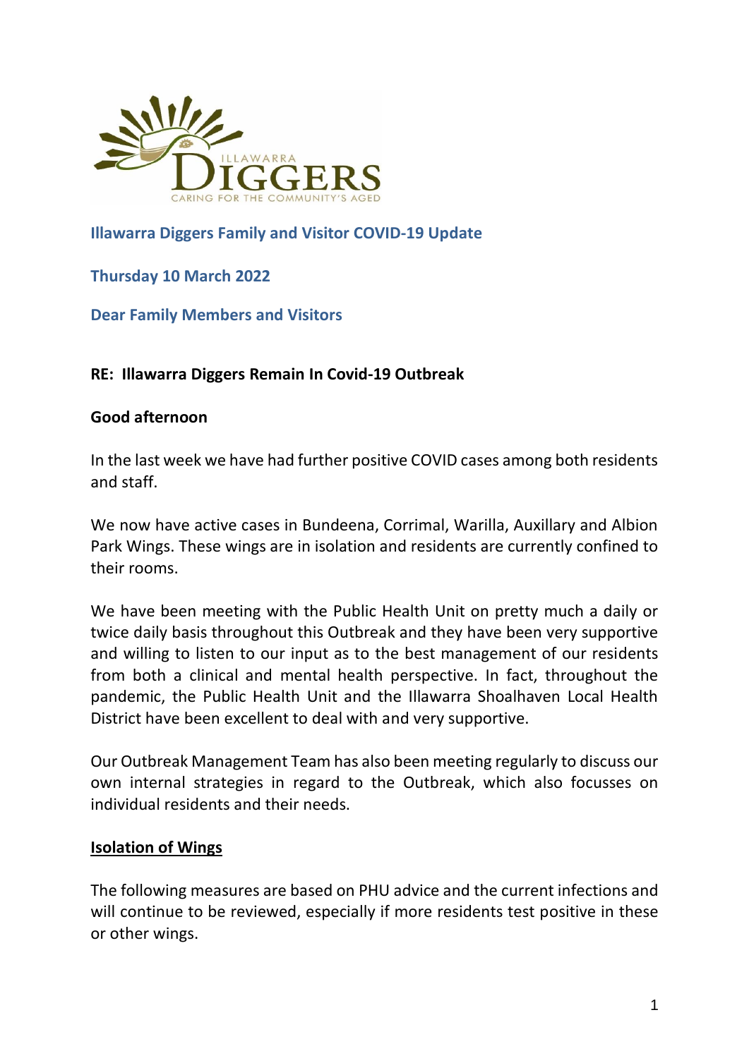## Illawarra Diggers Family and Visitor COVID-19 Update

**Thursday 10 March 2022**

**Dear Family Members and Visitors**

**RE: Illawarra Diggers Remain In Covid-19 Outbreak**

**Good afternoon**

In the last week we have had further positive COVID cases among both residents and staff.

We now have active cases in Bundeena, Corrimal, Warilla, Auxillary and Albion Park Wings. These wings are in isolation and residents are currently confined to their rooms.

We have been meeting with the Public Health Unit on pretty much a daily or twice daily basis throughout this Outbreak and they have been very supportive and willing to listen to our input as to the best management of our residents from both a clinical and mental health perspective. In fact, throughout the pandemic, the Public Health Unit and the Illawarra Shoalhaven Local Health District have been excellent to deal with and very supportive.

Our Outbreak Management Team has also been meeting regularly to discuss our own internal strategies in regard to the Outbreak, which also focusses on individual residents and their needs.

**<u>Isolation of Wings</u>**

The following measures are based on PHU advice and the current infections and will continue to be reviewed, especially if more residents test positive in these or other wings.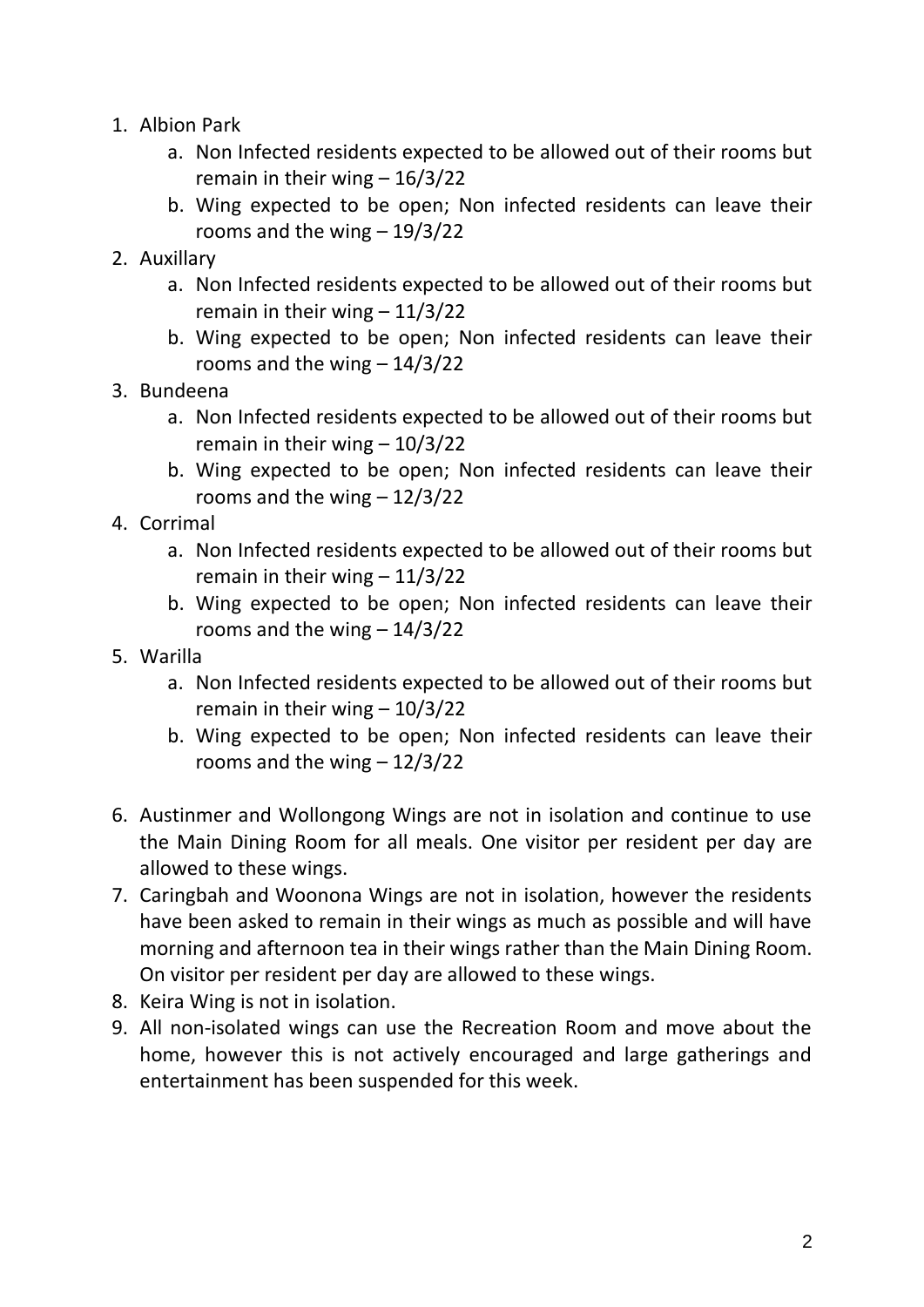1. Albion Park
    a. Non Infected residents expected to be allowed out of their rooms but remain in their wing – 16/3/22
    b. Wing expected to be open; Non infected residents can leave their rooms and the wing – 19/3/22
2. Auxillary
    a. Non Infected residents expected to be allowed out of their rooms but remain in their wing – 11/3/22
    b. Wing expected to be open; Non infected residents can leave their rooms and the wing – 14/3/22
3. Bundeena
    a. Non Infected residents expected to be allowed out of their rooms but remain in their wing – 10/3/22
    b. Wing expected to be open; Non infected residents can leave their rooms and the wing – 12/3/22
4. Corrimal
    a. Non Infected residents expected to be allowed out of their rooms but remain in their wing – 11/3/22
    b. Wing expected to be open; Non infected residents can leave their rooms and the wing – 14/3/22
5. Warilla
    a. Non Infected residents expected to be allowed out of their rooms but remain in their wing – 10/3/22
    b. Wing expected to be open; Non infected residents can leave their rooms and the wing – 12/3/22

6. Austinmer and Wollongong Wings are not in isolation and continue to use the Main Dining Room for all meals. One visitor per resident per day are allowed to these wings.
7. Caringbah and Woonona Wings are not in isolation, however the residents have been asked to remain in their wings as much as possible and will have morning and afternoon tea in their wings rather than the Main Dining Room. On visitor per resident per day are allowed to these wings.
8. Keira Wing is not in isolation.
9. All non-isolated wings can use the Recreation Room and move about the home, however this is not actively encouraged and large gatherings and entertainment has been suspended for this week.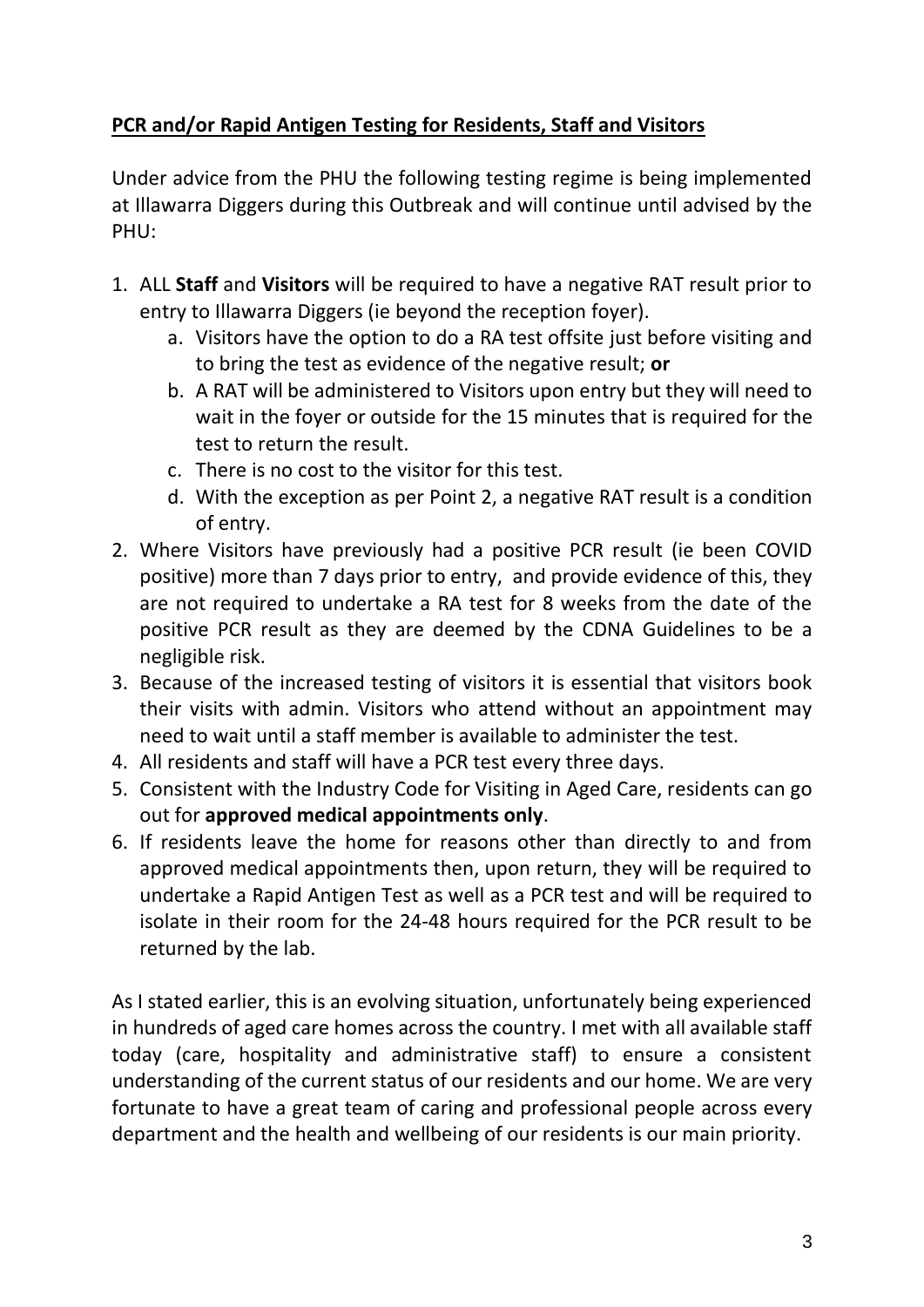**PCR and/or Rapid Antigen Testing for Residents, Staff and Visitors**

Under advice from the PHU the following testing regime is being implemented at Illawarra Diggers during this Outbreak and will continue until advised by the PHU:

1. ALL **Staff** and **Visitors** will be required to have a negative RAT result prior to entry to Illawarra Diggers (ie beyond the reception foyer).
    a. Visitors have the option to do a RA test offsite just before visiting and to bring the test as evidence of the negative result; **or**
    b. A RAT will be administered to Visitors upon entry but they will need to wait in the foyer or outside for the 15 minutes that is required for the test to return the result.
    c. There is no cost to the visitor for this test.
    d. With the exception as per Point 2, a negative RAT result is a condition of entry.
2. Where Visitors have previously had a positive PCR result (ie been COVID positive) more than 7 days prior to entry, and provide evidence of this, they are not required to undertake a RA test for 8 weeks from the date of the positive PCR result as they are deemed by the CDNA Guidelines to be a negligible risk.
3. Because of the increased testing of visitors it is essential that visitors book their visits with admin. Visitors who attend without an appointment may need to wait until a staff member is available to administer the test.
4. All residents and staff will have a PCR test every three days.
5. Consistent with the Industry Code for Visiting in Aged Care, residents can go out for **approved medical appointments only**.
6. If residents leave the home for reasons other than directly to and from approved medical appointments then, upon return, they will be required to undertake a Rapid Antigen Test as well as a PCR test and will be required to isolate in their room for the 24-48 hours required for the PCR result to be returned by the lab.

As I stated earlier, this is an evolving situation, unfortunately being experienced in hundreds of aged care homes across the country. I met with all available staff today (care, hospitality and administrative staff) to ensure a consistent understanding of the current status of our residents and our home. We are very fortunate to have a great team of caring and professional people across every department and the health and wellbeing of our residents is our main priority.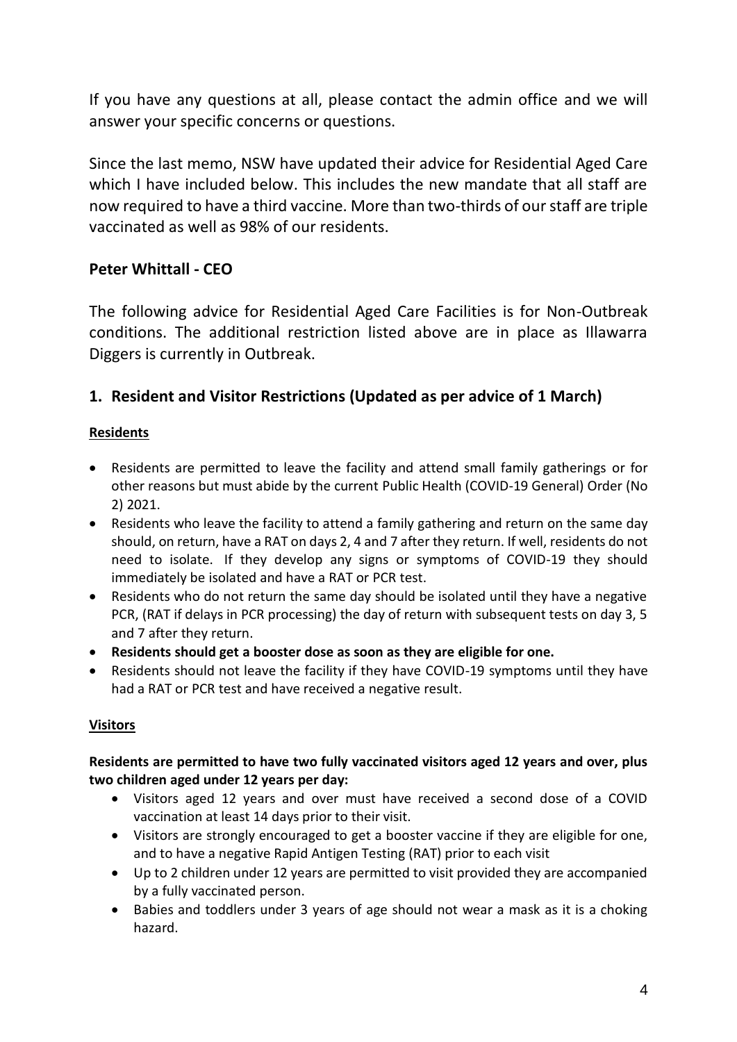If you have any questions at all, please contact the admin office and we will answer your specific concerns or questions.

Since the last memo, NSW have updated their advice for Residential Aged Care which I have included below. This includes the new mandate that all staff are now required to have a third vaccine. More than two-thirds of our staff are triple vaccinated as well as 98% of our residents.

**Peter Whittall - CEO**

The following advice for Residential Aged Care Facilities is for Non-Outbreak conditions. The additional restriction listed above are in place as Illawarra Diggers is currently in Outbreak.

## 1. Resident and Visitor Restrictions (Updated as per advice of 1 March)

### Residents

- Residents are permitted to leave the facility and attend small family gatherings or for other reasons but must abide by the current Public Health (COVID-19 General) Order (No 2) 2021.
- Residents who leave the facility to attend a family gathering and return on the same day should, on return, have a RAT on days 2, 4 and 7 after they return. If well, residents do not need to isolate. If they develop any signs or symptoms of COVID-19 they should immediately be isolated and have a RAT or PCR test.
- Residents who do not return the same day should be isolated until they have a negative PCR, (RAT if delays in PCR processing) the day of return with subsequent tests on day 3, 5 and 7 after they return.
- **Residents should get a booster dose as soon as they are eligible for one.**
- Residents should not leave the facility if they have COVID-19 symptoms until they have had a RAT or PCR test and have received a negative result.

### Visitors

**Residents are permitted to have two fully vaccinated visitors aged 12 years and over, plus two children aged under 12 years per day:**

- Visitors aged 12 years and over must have received a second dose of a COVID vaccination at least 14 days prior to their visit.
- Visitors are strongly encouraged to get a booster vaccine if they are eligible for one, and to have a negative Rapid Antigen Testing (RAT) prior to each visit
- Up to 2 children under 12 years are permitted to visit provided they are accompanied by a fully vaccinated person.
- Babies and toddlers under 3 years of age should not wear a mask as it is a choking hazard.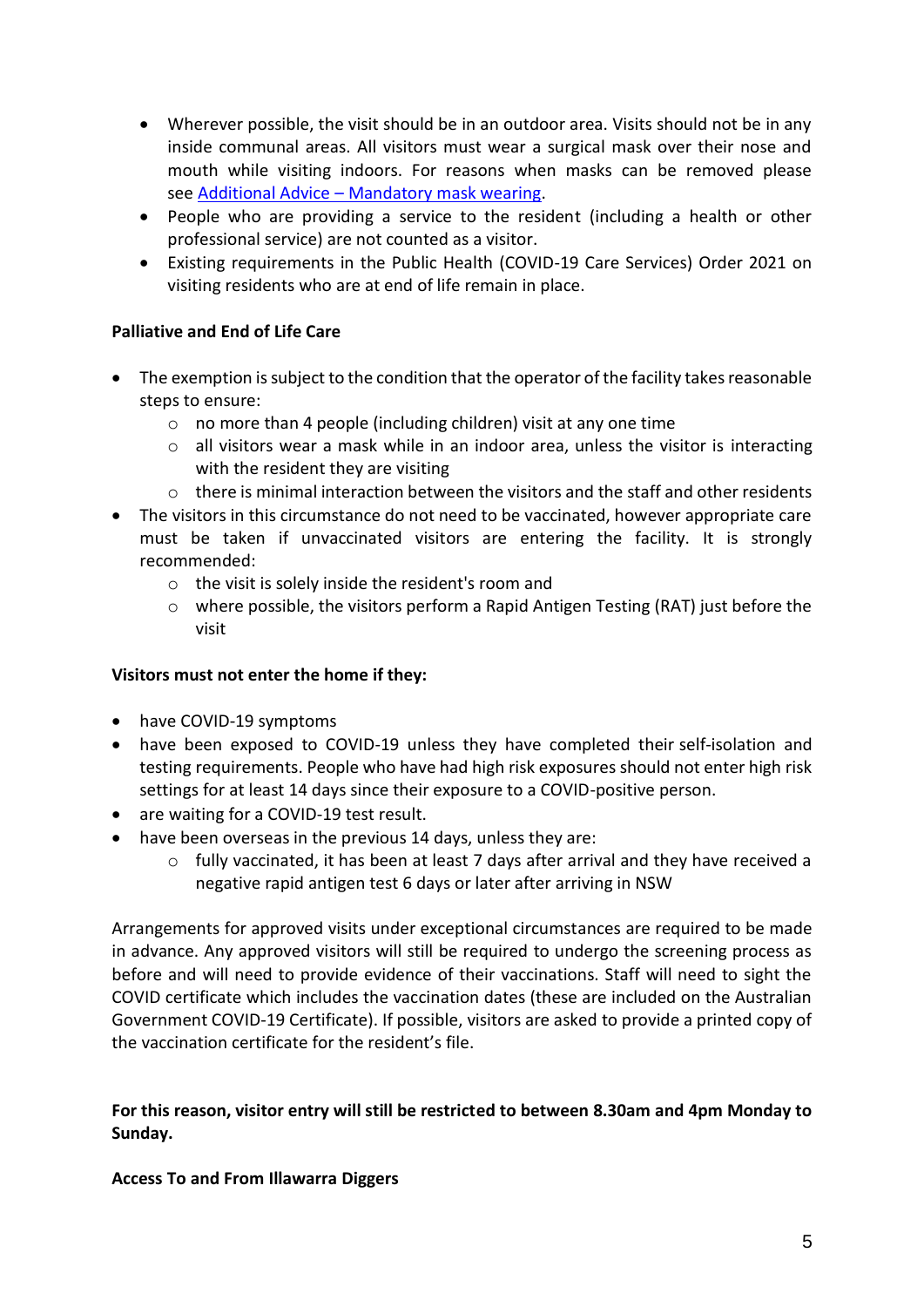- Wherever possible, the visit should be in an outdoor area. Visits should not be in any inside communal areas. All visitors must wear a surgical mask over their nose and mouth while visiting indoors. For reasons when masks can be removed please see [Additional Advice – Mandatory mask wearing](#).
- People who are providing a service to the resident (including a health or other professional service) are not counted as a visitor.
- Existing requirements in the Public Health (COVID-19 Care Services) Order 2021 on visiting residents who are at end of life remain in place.

**Palliative and End of Life Care**

- The exemption is subject to the condition that the operator of the facility takes reasonable steps to ensure:
    - no more than 4 people (including children) visit at any one time
    - all visitors wear a mask while in an indoor area, unless the visitor is interacting with the resident they are visiting
    - there is minimal interaction between the visitors and the staff and other residents
- The visitors in this circumstance do not need to be vaccinated, however appropriate care must be taken if unvaccinated visitors are entering the facility. It is strongly recommended:
    - the visit is solely inside the resident's room and
    - where possible, the visitors perform a Rapid Antigen Testing (RAT) just before the visit

**Visitors must not enter the home if they:**

- have COVID-19 symptoms
- have been exposed to COVID-19 unless they have completed their self-isolation and testing requirements. People who have had high risk exposures should not enter high risk settings for at least 14 days since their exposure to a COVID-positive person.
- are waiting for a COVID-19 test result.
- have been overseas in the previous 14 days, unless they are:
    - fully vaccinated, it has been at least 7 days after arrival and they have received a negative rapid antigen test 6 days or later after arriving in NSW

Arrangements for approved visits under exceptional circumstances are required to be made in advance. Any approved visitors will still be required to undergo the screening process as before and will need to provide evidence of their vaccinations. Staff will need to sight the COVID certificate which includes the vaccination dates (these are included on the Australian Government COVID-19 Certificate). If possible, visitors are asked to provide a printed copy of the vaccination certificate for the resident's file.

**For this reason, visitor entry will still be restricted to between 8.30am and 4pm Monday to Sunday.**

**Access To and From Illawarra Diggers**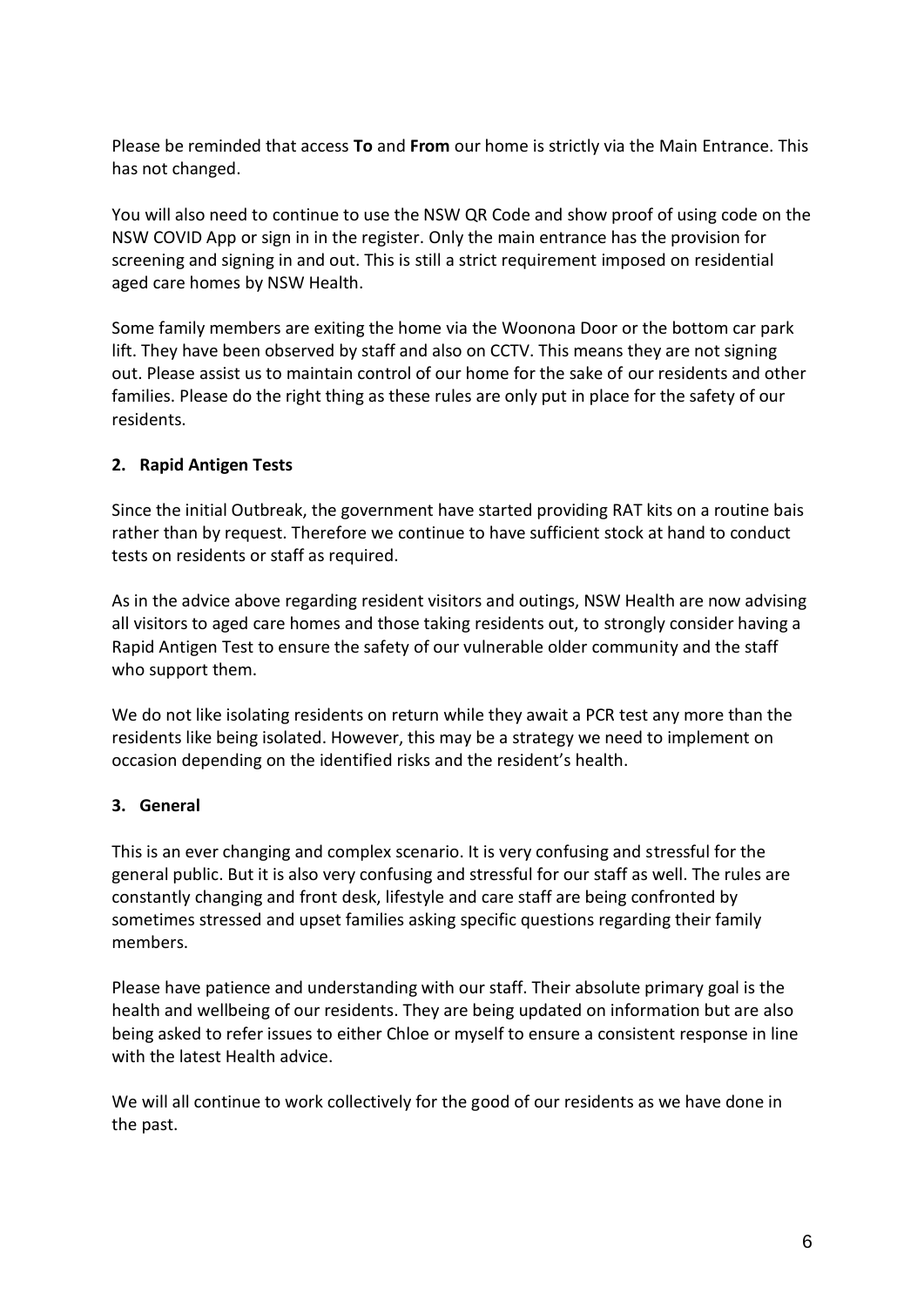Please be reminded that access **To** and **From** our home is strictly via the Main Entrance. This has not changed.

You will also need to continue to use the NSW QR Code and show proof of using code on the NSW COVID App or sign in in the register. Only the main entrance has the provision for screening and signing in and out. This is still a strict requirement imposed on residential aged care homes by NSW Health.

Some family members are exiting the home via the Woonona Door or the bottom car park lift. They have been observed by staff and also on CCTV. This means they are not signing out. Please assist us to maintain control of our home for the sake of our residents and other families. Please do the right thing as these rules are only put in place for the safety of our residents.

## 2. Rapid Antigen Tests

Since the initial Outbreak, the government have started providing RAT kits on a routine bais rather than by request. Therefore we continue to have sufficient stock at hand to conduct tests on residents or staff as required.

As in the advice above regarding resident visitors and outings, NSW Health are now advising all visitors to aged care homes and those taking residents out, to strongly consider having a Rapid Antigen Test to ensure the safety of our vulnerable older community and the staff who support them.

We do not like isolating residents on return while they await a PCR test any more than the residents like being isolated. However, this may be a strategy we need to implement on occasion depending on the identified risks and the resident's health.

## 3. General

This is an ever changing and complex scenario. It is very confusing and stressful for the general public. But it is also very confusing and stressful for our staff as well. The rules are constantly changing and front desk, lifestyle and care staff are being confronted by sometimes stressed and upset families asking specific questions regarding their family members.

Please have patience and understanding with our staff. Their absolute primary goal is the health and wellbeing of our residents. They are being updated on information but are also being asked to refer issues to either Chloe or myself to ensure a consistent response in line with the latest Health advice.

We will all continue to work collectively for the good of our residents as we have done in the past.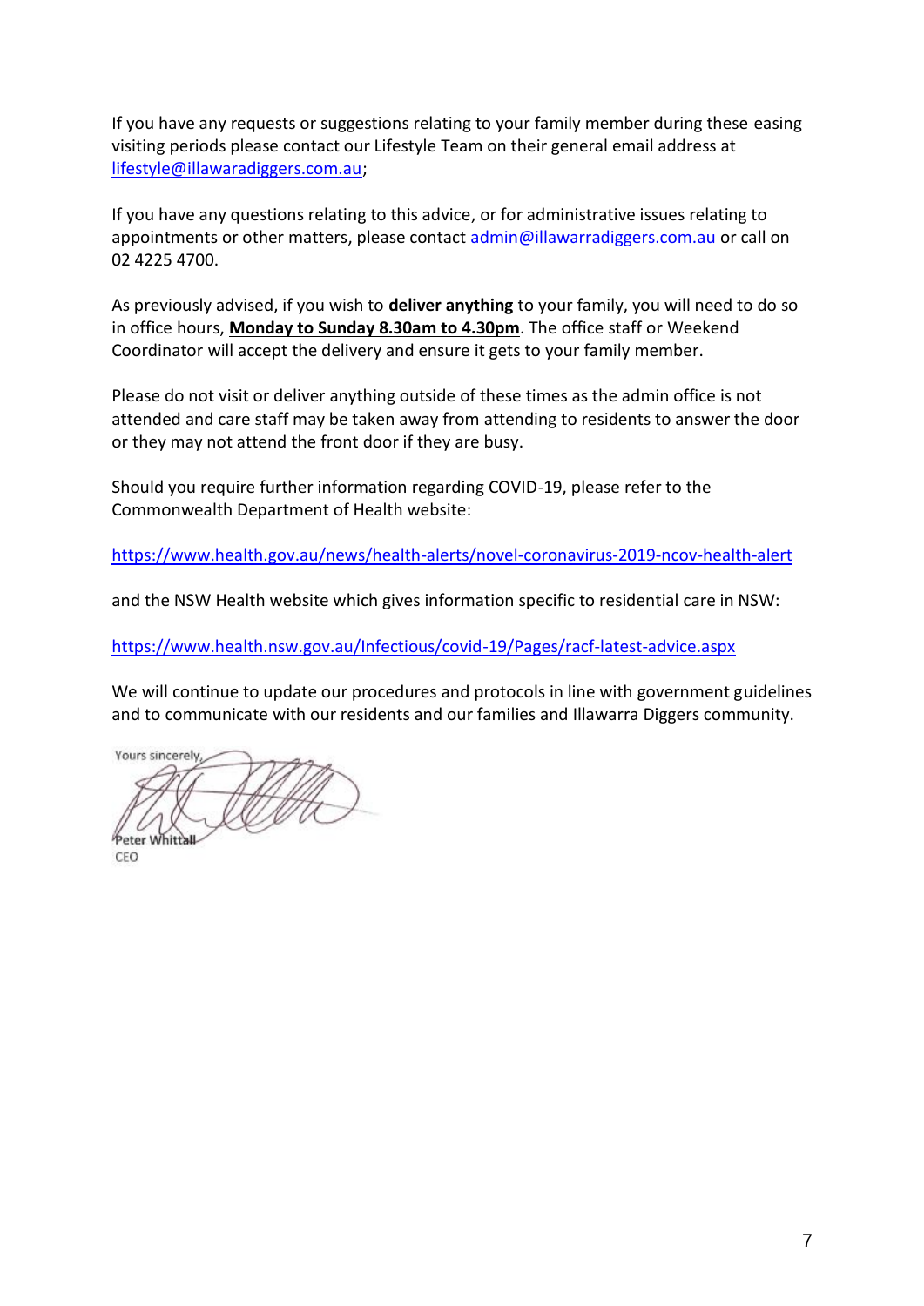If you have any requests or suggestions relating to your family member during these easing visiting periods please contact our Lifestyle Team on their general email address at lifestyle@illawaradiggers.com.au;

If you have any questions relating to this advice, or for administrative issues relating to appointments or other matters, please contact admin@illawarradiggers.com.au or call on 02 4225 4700.

As previously advised, if you wish to **deliver anything** to your family, you will need to do so in office hours, **Monday to Sunday 8.30am to 4.30pm**. The office staff or Weekend Coordinator will accept the delivery and ensure it gets to your family member.

Please do not visit or deliver anything outside of these times as the admin office is not attended and care staff may be taken away from attending to residents to answer the door or they may not attend the front door if they are busy.

Should you require further information regarding COVID-19, please refer to the Commonwealth Department of Health website:

https://www.health.gov.au/news/health-alerts/novel-coronavirus-2019-ncov-health-alert

and the NSW Health website which gives information specific to residential care in NSW:

https://www.health.nsw.gov.au/Infectious/covid-19/Pages/racf-latest-advice.aspx

We will continue to update our procedures and protocols in line with government guidelines and to communicate with our residents and our families and Illawarra Diggers community.

Yours sincerely,

Peter Whittall
CEO